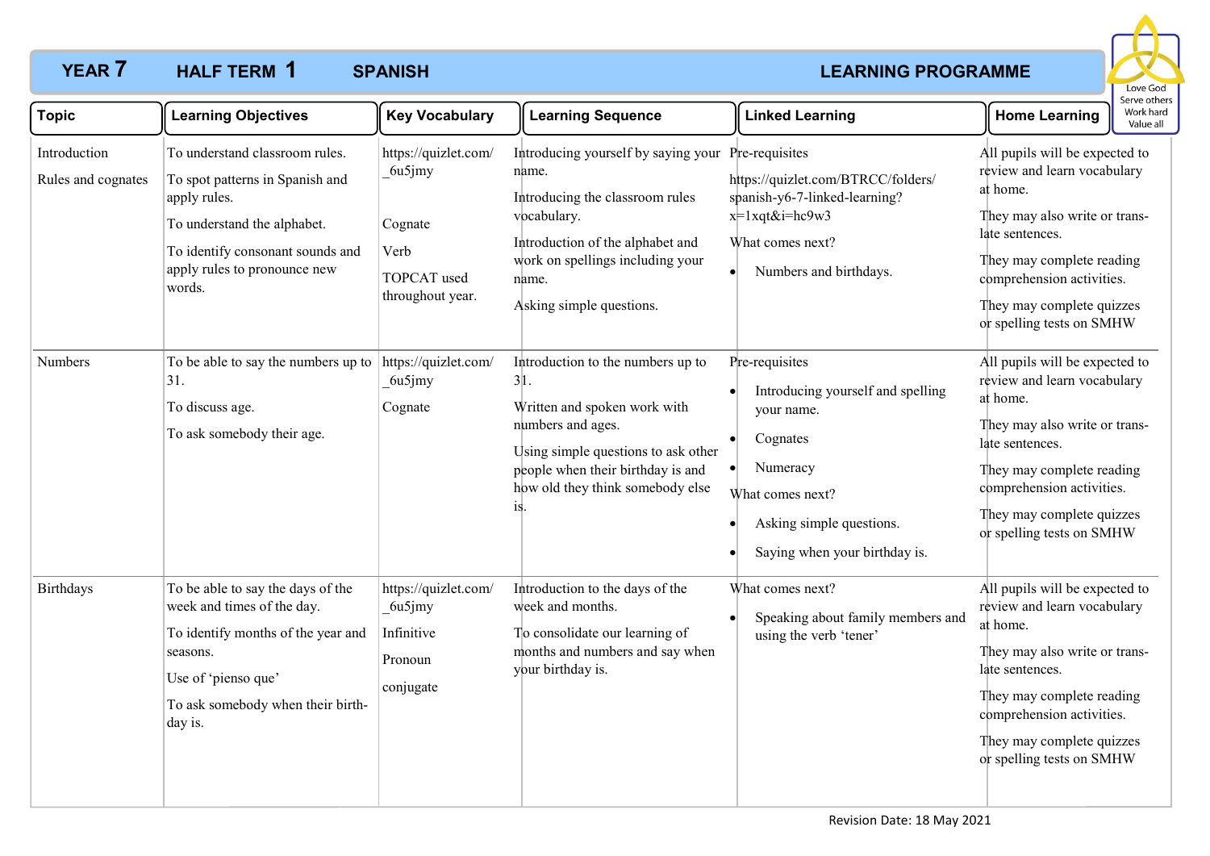# YEAR 7 HALF TERM 1 SPANISH LEARNING PROGRAMME

Love God
Serve others
Work hard
Value all

| Topic | Learning Objectives | Key Vocabulary | Learning Sequence | Linked Learning | Home Learning |
|---|---|---|---|---|---|
| Introduction<br><br>Rules and cognates | To understand classroom rules.<br><br>To spot patterns in Spanish and apply rules.<br><br>To understand the alphabet.<br><br>To identify consonant sounds and apply rules to pronounce new words. | https://quizlet.com/_6u5jmy<br><br>Cognate<br><br>Verb<br><br>TOPCAT used throughout year. | Introducing yourself by saying your name.<br><br>Introducing the classroom rules vocabulary.<br><br>Introduction of the alphabet and work on spellings including your name.<br><br>Asking simple questions. | Pre-requisites<br><br>https://quizlet.com/BTRCC/folders/spanish-y6-7-linked-learning?x=1xqt&i=hc9w3<br><br>What comes next?<br><br>• Numbers and birthdays. | All pupils will be expected to review and learn vocabulary at home.<br><br>They may also write or translate sentences.<br><br>They may complete reading comprehension activities.<br><br>They may complete quizzes or spelling tests on SMHW |
| Numbers | To be able to say the numbers up to 31.<br><br>To discuss age.<br><br>To ask somebody their age. | https://quizlet.com/_6u5jmy<br><br>Cognate | Introduction to the numbers up to 31.<br><br>Written and spoken work with numbers and ages.<br><br>Using simple questions to ask other people when their birthday is and how old they think somebody else is. | Pre-requisites<br><br>• Introducing yourself and spelling your name.<br>• Cognates<br>• Numeracy<br><br>What comes next?<br><br>• Asking simple questions.<br>• Saying when your birthday is. | All pupils will be expected to review and learn vocabulary at home.<br><br>They may also write or translate sentences.<br><br>They may complete reading comprehension activities.<br><br>They may complete quizzes or spelling tests on SMHW |
| Birthdays | To be able to say the days of the week and times of the day.<br><br>To identify months of the year and seasons.<br><br>Use of 'pienso que'<br><br>To ask somebody when their birthday is. | https://quizlet.com/_6u5jmy<br><br>Infinitive<br><br>Pronoun<br><br>conjugate | Introduction to the days of the week and months.<br><br>To consolidate our learning of months and numbers and say when your birthday is. | What comes next?<br><br>• Speaking about family members and using the verb 'tener' | All pupils will be expected to review and learn vocabulary at home.<br><br>They may also write or translate sentences.<br><br>They may complete reading comprehension activities.<br><br>They may complete quizzes or spelling tests on SMHW |

Revision Date: 18 May 2021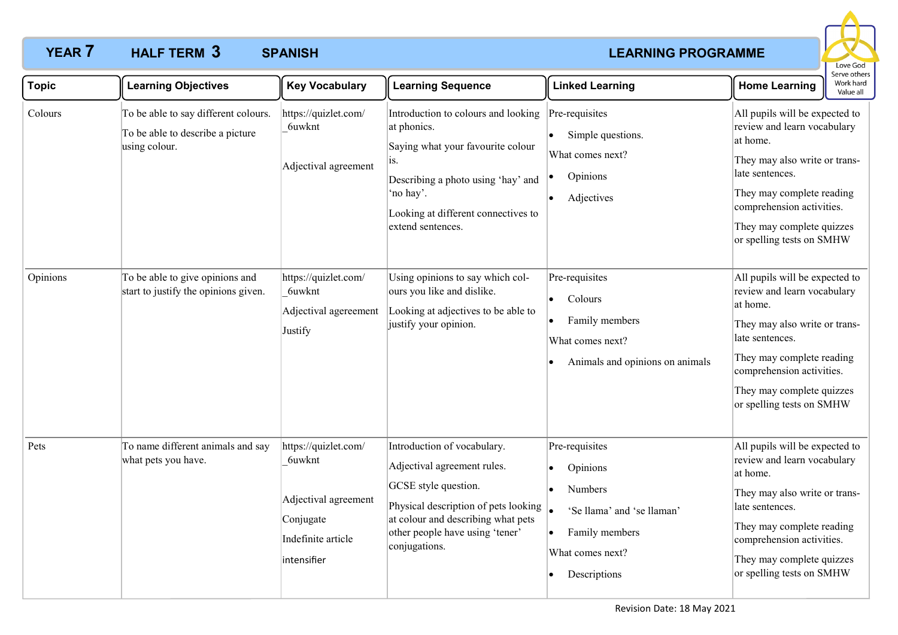# YEAR 7 HALF TERM 3 SPANISH LEARNING PROGRAMME

Love God
Serve others
Work hard
Value all

| Topic | Learning Objectives | Key Vocabulary | Learning Sequence | Linked Learning | Home Learning |
|---|---|---|---|---|---|
| Colours | To be able to say different colours.<br>To be able to describe a picture using colour. | https://quizlet.com/_6uwknt<br><br>Adjectival agreement | Introduction to colours and looking at phonics.<br>Saying what your favourite colour is.<br>Describing a photo using 'hay' and 'no hay'.<br>Looking at different connectives to extend sentences. | Pre-requisites<br>• Simple questions.<br>What comes next?<br>• Opinions<br>• Adjectives | All pupils will be expected to review and learn vocabulary at home.<br>They may also write or translate sentences.<br>They may complete reading comprehension activities.<br>They may complete quizzes or spelling tests on SMHW |
| Opinions | To be able to give opinions and start to justify the opinions given. | https://quizlet.com/_6uwknt<br>Adjectival agereement<br>Justify | Using opinions to say which colours you like and dislike.<br>Looking at adjectives to be able to justify your opinion. | Pre-requisites<br>• Colours<br>• Family members<br>What comes next?<br>• Animals and opinions on animals | All pupils will be expected to review and learn vocabulary at home.<br>They may also write or translate sentences.<br>They may complete reading comprehension activities.<br>They may complete quizzes or spelling tests on SMHW |
| Pets | To name different animals and say what pets you have. | https://quizlet.com/_6uwknt<br><br>Adjectival agreement<br>Conjugate<br>Indefinite article<br>intensifier | Introduction of vocabulary.<br>Adjectival agreement rules.<br>GCSE style question.<br>Physical description of pets looking at colour and describing what pets other people have using 'tener' conjugations. | Pre-requisites<br>• Opinions<br>• Numbers<br>• 'Se llama' and 'se llaman'<br>• Family members<br>What comes next?<br>• Descriptions | All pupils will be expected to review and learn vocabulary at home.<br>They may also write or translate sentences.<br>They may complete reading comprehension activities.<br>They may complete quizzes or spelling tests on SMHW |

Revision Date: 18 May 2021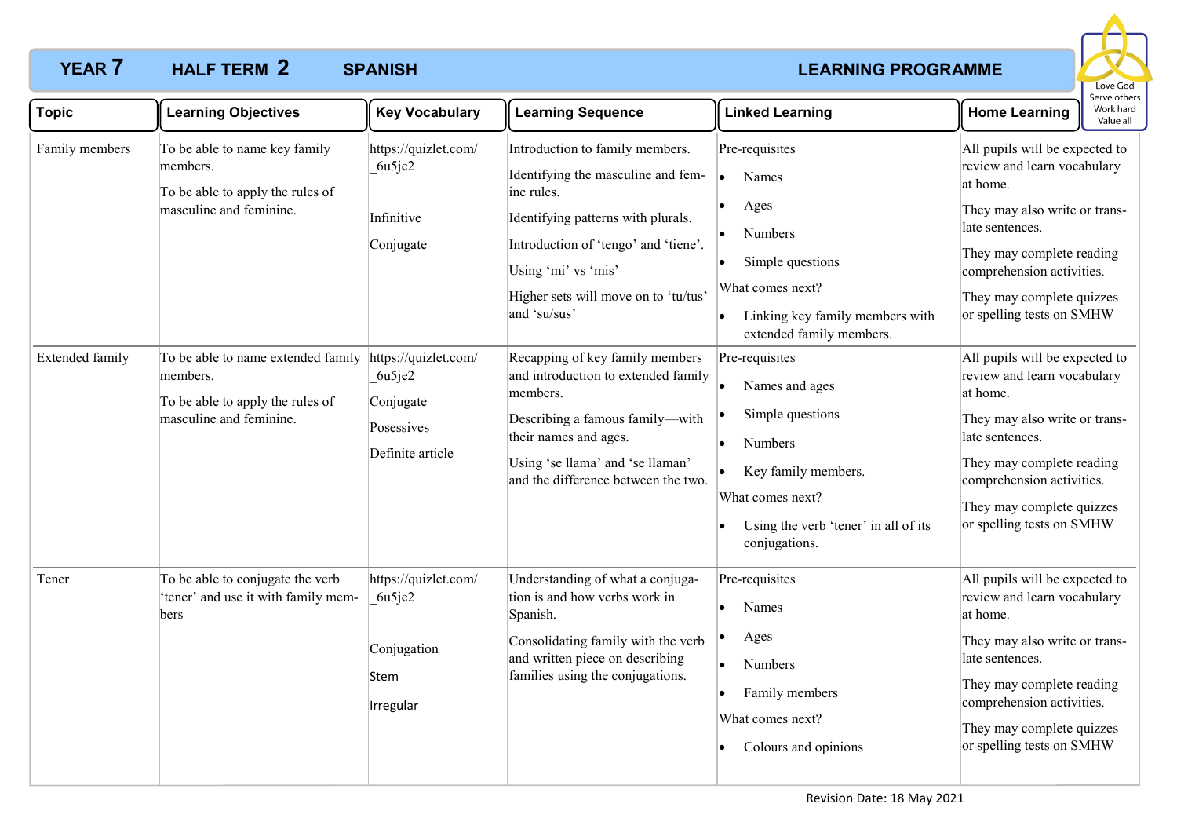# YEAR 7 HALF TERM 2 SPANISH LEARNING PROGRAMME

Love God
Serve others
Work hard
Value all

| Topic | Learning Objectives | Key Vocabulary | Learning Sequence | Linked Learning | Home Learning |
|---|---|---|---|---|---|
| Family members | To be able to name key family members.<br><br>To be able to apply the rules of masculine and feminine. | https://quizlet.com/_6u5je2<br><br>Infinitive<br><br>Conjugate | Introduction to family members.<br><br>Identifying the masculine and feminine rules.<br><br>Identifying patterns with plurals.<br><br>Introduction of 'tengo' and 'tiene'.<br><br>Using 'mi' vs 'mis'<br><br>Higher sets will move on to 'tu/tus' and 'su/sus' | Pre-requisites<br>• Names<br>• Ages<br>• Numbers<br>• Simple questions<br>What comes next?<br>• Linking key family members with extended family members. | All pupils will be expected to review and learn vocabulary at home.<br><br>They may also write or translate sentences.<br><br>They may complete reading comprehension activities.<br><br>They may complete quizzes or spelling tests on SMHW |
| Extended family | To be able to name extended family members.<br><br>To be able to apply the rules of masculine and feminine. | https://quizlet.com/_6u5je2<br><br>Conjugate<br><br>Posessives<br><br>Definite article | Recapping of key family members and introduction to extended family members.<br><br>Describing a famous family—with their names and ages.<br><br>Using 'se llama' and 'se llaman' and the difference between the two. | Pre-requisites<br>• Names and ages<br>• Simple questions<br>• Numbers<br>• Key family members.<br>What comes next?<br>• Using the verb 'tener' in all of its conjugations. | All pupils will be expected to review and learn vocabulary at home.<br><br>They may also write or translate sentences.<br><br>They may complete reading comprehension activities.<br><br>They may complete quizzes or spelling tests on SMHW |
| Tener | To be able to conjugate the verb 'tener' and use it with family members | https://quizlet.com/_6u5je2<br><br>Conjugation<br><br>Stem<br><br>Irregular | Understanding of what a conjugation is and how verbs work in Spanish.<br><br>Consolidating family with the verb and written piece on describing families using the conjugations. | Pre-requisites<br>• Names<br>• Ages<br>• Numbers<br>• Family members<br>What comes next?<br>• Colours and opinions | All pupils will be expected to review and learn vocabulary at home.<br><br>They may also write or translate sentences.<br><br>They may complete reading comprehension activities.<br><br>They may complete quizzes or spelling tests on SMHW |

Revision Date: 18 May 2021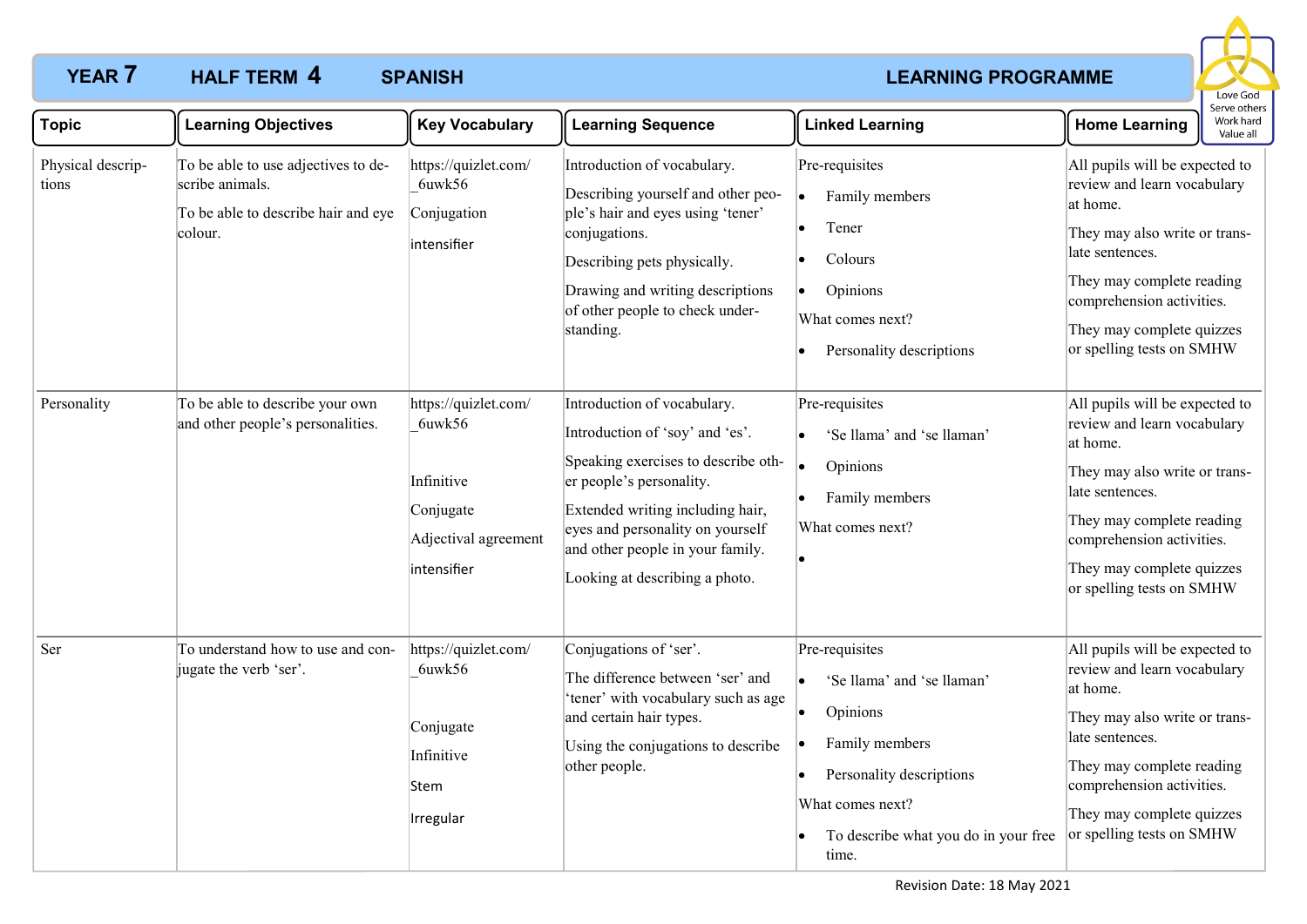# YEAR 7 HALF TERM 4 SPANISH LEARNING PROGRAMME

Love God
Serve others
Work hard
Value all

| Topic | Learning Objectives | Key Vocabulary | Learning Sequence | Linked Learning | Home Learning |
|---|---|---|---|---|---|
| Physical descriptions | To be able to use adjectives to describe animals.<br><br>To be able to describe hair and eye colour. | https://quizlet.com/_6uwk56<br><br>Conjugation<br><br>intensifier | Introduction of vocabulary.<br><br>Describing yourself and other people's hair and eyes using 'tener' conjugations.<br><br>Describing pets physically.<br><br>Drawing and writing descriptions of other people to check understanding. | Pre-requisites<br>• Family members<br>• Tener<br>• Colours<br>• Opinions<br><br>What comes next?<br>• Personality descriptions | All pupils will be expected to review and learn vocabulary at home.<br><br>They may also write or translate sentences.<br><br>They may complete reading comprehension activities.<br><br>They may complete quizzes or spelling tests on SMHW |
| Personality | To be able to describe your own and other people's personalities. | https://quizlet.com/_6uwk56<br><br>Infinitive<br><br>Conjugate<br><br>Adjectival agreement<br><br>intensifier | Introduction of vocabulary.<br><br>Introduction of 'soy' and 'es'.<br><br>Speaking exercises to describe other people's personality.<br><br>Extended writing including hair, eyes and personality on yourself and other people in your family.<br><br>Looking at describing a photo. | Pre-requisites<br>• 'Se llama' and 'se llaman'<br>• Opinions<br>• Family members<br><br>What comes next?<br>• | All pupils will be expected to review and learn vocabulary at home.<br><br>They may also write or translate sentences.<br><br>They may complete reading comprehension activities.<br><br>They may complete quizzes or spelling tests on SMHW |
| Ser | To understand how to use and conjugate the verb 'ser'. | https://quizlet.com/_6uwk56<br><br>Conjugate<br><br>Infinitive<br><br>Stem<br><br>Irregular | Conjugations of 'ser'.<br><br>The difference between 'ser' and 'tener' with vocabulary such as age and certain hair types.<br><br>Using the conjugations to describe other people. | Pre-requisites<br>• 'Se llama' and 'se llaman'<br>• Opinions<br>• Family members<br>• Personality descriptions<br><br>What comes next?<br>• To describe what you do in your free time. | All pupils will be expected to review and learn vocabulary at home.<br><br>They may also write or translate sentences.<br><br>They may complete reading comprehension activities.<br><br>They may complete quizzes or spelling tests on SMHW |

Revision Date: 18 May 2021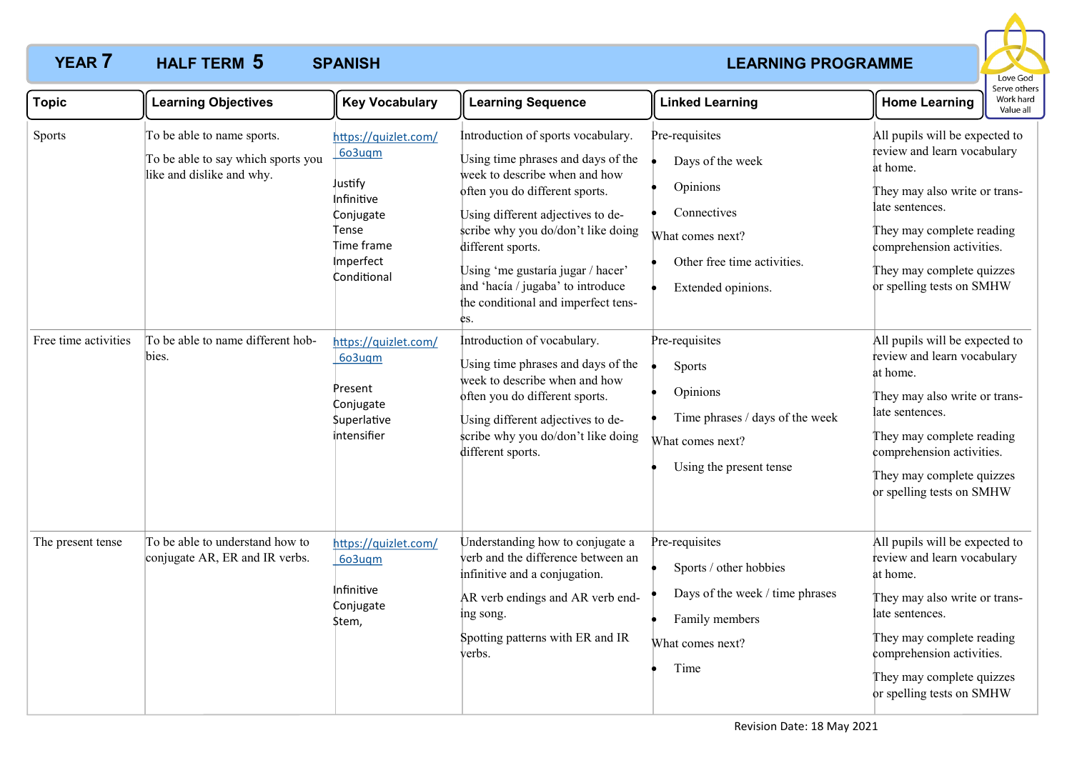# YEAR 7 HALF TERM 5 SPANISH LEARNING PROGRAMME

Love God
Serve others
Work hard
Value all

| Topic | Learning Objectives | Key Vocabulary | Learning Sequence | Linked Learning | Home Learning |
|---|---|---|---|---|---|
| Sports | To be able to name sports.<br><br>To be able to say which sports you like and dislike and why. | https://quizlet.com/_6o3uqm<br><br>Justify<br>Infinitive<br>Conjugate<br>Tense<br>Time frame<br>Imperfect<br>Conditional | Introduction of sports vocabulary.<br><br>Using time phrases and days of the week to describe when and how often you do different sports.<br><br>Using different adjectives to describe why you do/don't like doing different sports.<br><br>Using 'me gustaria jugar / hacer' and 'hacía / jugaba' to introduce the conditional and imperfect tenses. | Pre-requisites<br>• Days of the week<br>• Opinions<br>• Connectives<br>What comes next?<br>• Other free time activities.<br>• Extended opinions. | All pupils will be expected to review and learn vocabulary at home.<br><br>They may also write or translate sentences.<br><br>They may complete reading comprehension activities.<br><br>They may complete quizzes or spelling tests on SMHW |
| Free time activities | To be able to name different hobbies. | https://quizlet.com/_6o3uqm<br><br>Present<br>Conjugate<br>Superlative<br>intensifier | Introduction of vocabulary.<br><br>Using time phrases and days of the week to describe when and how often you do different sports.<br><br>Using different adjectives to describe why you do/don't like doing different sports. | Pre-requisites<br>• Sports<br>• Opinions<br>• Time phrases / days of the week<br>What comes next?<br>• Using the present tense | All pupils will be expected to review and learn vocabulary at home.<br><br>They may also write or translate sentences.<br><br>They may complete reading comprehension activities.<br><br>They may complete quizzes or spelling tests on SMHW |
| The present tense | To be able to understand how to conjugate AR, ER and IR verbs. | https://quizlet.com/_6o3uqm<br><br>Infinitive<br>Conjugate<br>Stem, | Understanding how to conjugate a verb and the difference between an infinitive and a conjugation.<br><br>AR verb endings and AR verb ending song.<br><br>Spotting patterns with ER and IR verbs. | Pre-requisites<br>• Sports / other hobbies<br>• Days of the week / time phrases<br>• Family members<br>What comes next?<br>• Time | All pupils will be expected to review and learn vocabulary at home.<br><br>They may also write or translate sentences.<br><br>They may complete reading comprehension activities.<br><br>They may complete quizzes or spelling tests on SMHW |

Revision Date: 18 May 2021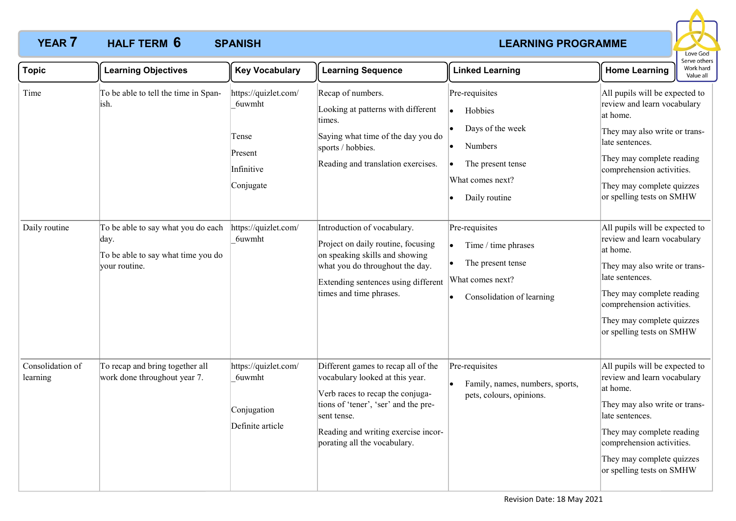# YEAR 7 HALF TERM 6 SPANISH LEARNING PROGRAMME

Love God
Serve others
Work hard
Value all

| Topic | Learning Objectives | Key Vocabulary | Learning Sequence | Linked Learning | Home Learning |
|---|---|---|---|---|---|
| Time | To be able to tell the time in Spanish. | https://quizlet.com/_6uwmht<br><br>Tense<br>Present<br>Infinitive<br>Conjugate | Recap of numbers.<br>Looking at patterns with different times.<br>Saying what time of the day you do sports / hobbies.<br>Reading and translation exercises. | Pre-requisites<br>• Hobbies<br>• Days of the week<br>• Numbers<br>• The present tense<br>What comes next?<br>• Daily routine | All pupils will be expected to review and learn vocabulary at home.<br>They may also write or translate sentences.<br>They may complete reading comprehension activities.<br>They may complete quizzes or spelling tests on SMHW |
| Daily routine | To be able to say what you do each day.<br>To be able to say what time you do your routine. | https://quizlet.com/_6uwmht | Introduction of vocabulary.<br>Project on daily routine, focusing on speaking skills and showing what you do throughout the day.<br>Extending sentences using different times and time phrases. | Pre-requisites<br>• Time / time phrases<br>• The present tense<br>What comes next?<br>• Consolidation of learning | All pupils will be expected to review and learn vocabulary at home.<br>They may also write or translate sentences.<br>They may complete reading comprehension activities.<br>They may complete quizzes or spelling tests on SMHW |
| Consolidation of learning | To recap and bring together all work done throughout year 7. | https://quizlet.com/_6uwmht<br><br>Conjugation<br>Definite article | Different games to recap all of the vocabulary looked at this year.<br>Verb races to recap the conjugations of 'tener', 'ser' and the present tense.<br>Reading and writing exercise incorporating all the vocabulary. | Pre-requisites<br>• Family, names, numbers, sports, pets, colours, opinions. | All pupils will be expected to review and learn vocabulary at home.<br>They may also write or translate sentences.<br>They may complete reading comprehension activities.<br>They may complete quizzes or spelling tests on SMHW |

Revision Date: 18 May 2021